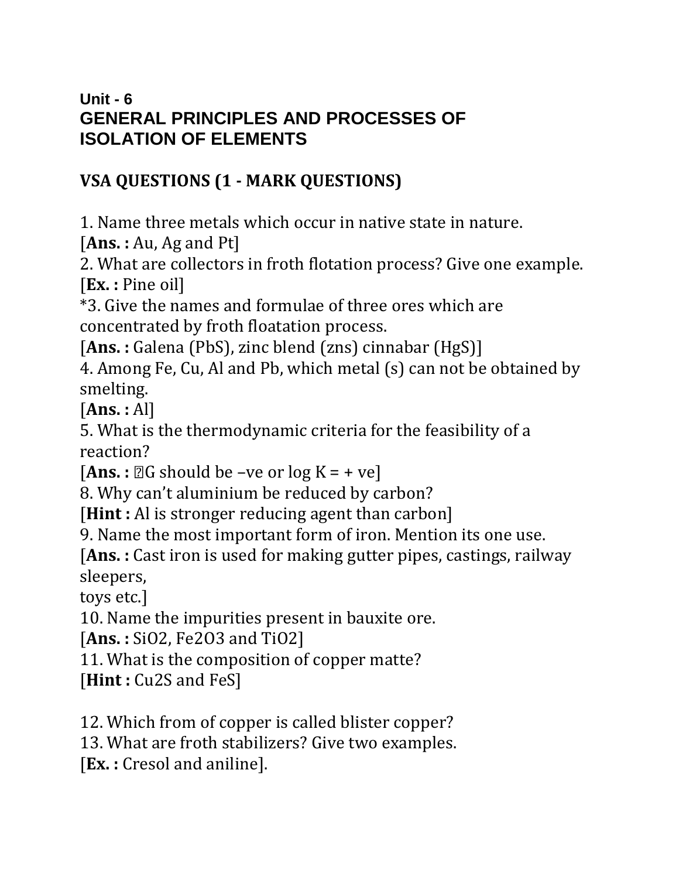**Unit - 6**

# GENERAL PRINCIPLES AND PROCESSES OF ISOLATION OF ELEMENTS

## VSA QUESTIONS (1 - MARK QUESTIONS)

1. Name three metals which occur in native state in nature.
[**Ans. :** Au, Ag and Pt]
2. What are collectors in froth flotation process? Give one example.
[**Ex. :** Pine oil]
*3. Give the names and formulae of three ores which are concentrated by froth floatation process.
[**Ans. :** Galena (PbS), zinc blend (zns) cinnabar (HgS)]
4. Among Fe, Cu, Al and Pb, which metal (s) can not be obtained by smelting.
[**Ans. :** Al]
5. What is the thermodynamic criteria for the feasibility of a reaction?
[**Ans. :** $\Delta G$ should be –ve or log K = + ve]
8. Why can't aluminium be reduced by carbon?
[**Hint :** Al is stronger reducing agent than carbon]
9. Name the most important form of iron. Mention its one use.
[**Ans. :** Cast iron is used for making gutter pipes, castings, railway sleepers,
toys etc.]
10. Name the impurities present in bauxite ore.
[**Ans. :** $SiO_2$, $Fe_2O_3$ and $TiO_2$]
11. What is the composition of copper matte?
[**Hint :** $Cu_2S$ and FeS]

12. Which from of copper is called blister copper?
13. What are froth stabilizers? Give two examples.
[**Ex. :** Cresol and aniline].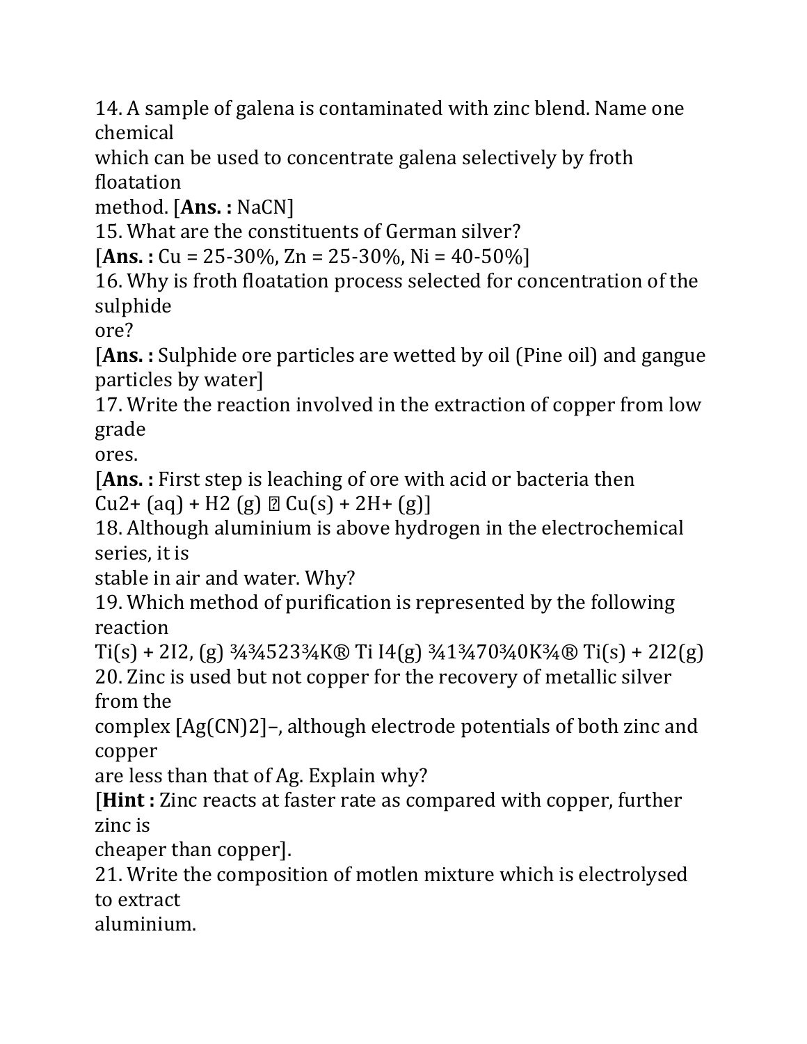14. A sample of galena is contaminated with zinc blend. Name one chemical which can be used to concentrate galena selectively by froth floatation method. [**Ans. :** NaCN]

15. What are the constituents of German silver?
[**Ans. :** Cu = 25-30%, Zn = 25-30%, Ni = 40-50%]

16. Why is froth floatation process selected for concentration of the sulphide ore?
[**Ans. :** Sulphide ore particles are wetted by oil (Pine oil) and gangue particles by water]

17. Write the reaction involved in the extraction of copper from low grade ores.
[**Ans. :** First step is leaching of ore with acid or bacteria then
$Cu^{2+} (aq) + H_2 (g) \rightarrow Cu(s) + 2H^+ (g)$]

18. Although aluminium is above hydrogen in the electrochemical series, it is stable in air and water. Why?

19. Which method of purification is represented by the following reaction
$Ti(s) + 2I_2 (g) \xrightarrow{523 K} TiI_4(g) \xrightarrow{1700 K} Ti(s) + 2I_2(g)$

20. Zinc is used but not copper for the recovery of metallic silver from the complex $[Ag(CN)_2]^-$, although electrode potentials of both zinc and copper are less than that of Ag. Explain why?
[**Hint :** Zinc reacts at faster rate as compared with copper, further zinc is cheaper than copper].

21. Write the composition of motlen mixture which is electrolysed to extract aluminium.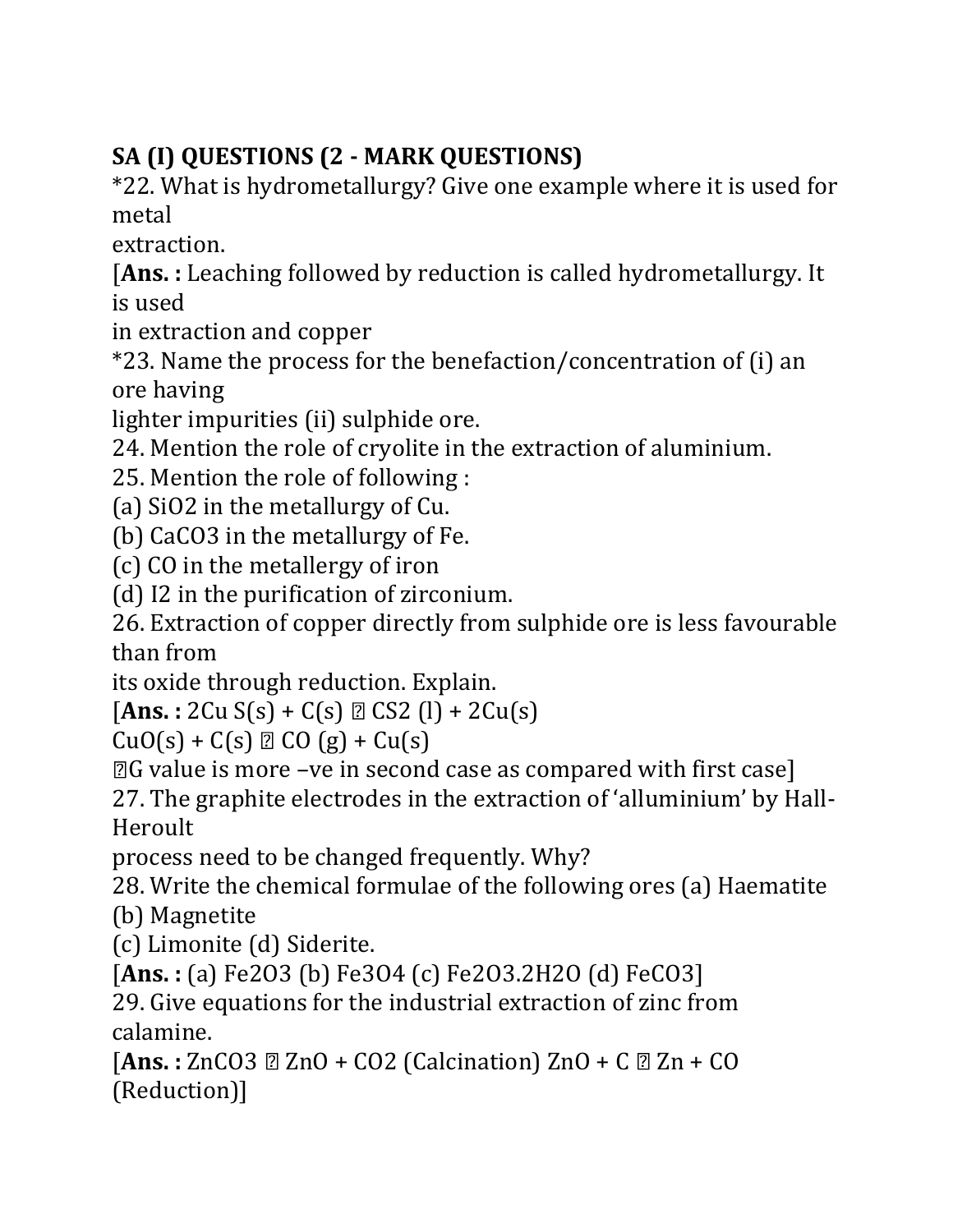## SA (I) QUESTIONS (2 - MARK QUESTIONS)

*22. What is hydrometallurgy? Give one example where it is used for metal extraction.

[**Ans. :** Leaching followed by reduction is called hydrometallurgy. It is used in extraction and copper

*23. Name the process for the benefaction/concentration of (i) an ore having lighter impurities (ii) sulphide ore.

24. Mention the role of cryolite in the extraction of aluminium.

25. Mention the role of following :

(a) $SiO_2$ in the metallurgy of Cu.

(b) $CaCO_3$ in the metallurgy of Fe.

(c) CO in the metallergy of iron

(d) $I_2$ in the purification of zirconium.

26. Extraction of copper directly from sulphide ore is less favourable than from its oxide through reduction. Explain.

[**Ans. :** $2Cu\,S(s) + C(s) \rightarrow CS_2\,(l) + 2Cu(s)$

$CuO(s) + C(s) \rightarrow CO\,(g) + Cu(s)$

$\Delta G$ value is more –ve in second case as compared with first case]

27. The graphite electrodes in the extraction of 'alluminium' by Hall-Heroult process need to be changed frequently. Why?

28. Write the chemical formulae of the following ores (a) Haematite (b) Magnetite (c) Limonite (d) Siderite.

[**Ans. :** (a) $Fe_2O_3$ (b) $Fe_3O_4$ (c) $Fe_2O_3.2H_2O$ (d) $FeCO_3$]

29. Give equations for the industrial extraction of zinc from calamine.

[**Ans. :** $ZnCO_3 \rightarrow ZnO + CO_2$ (Calcination) $ZnO + C \rightarrow Zn + CO$ (Reduction)]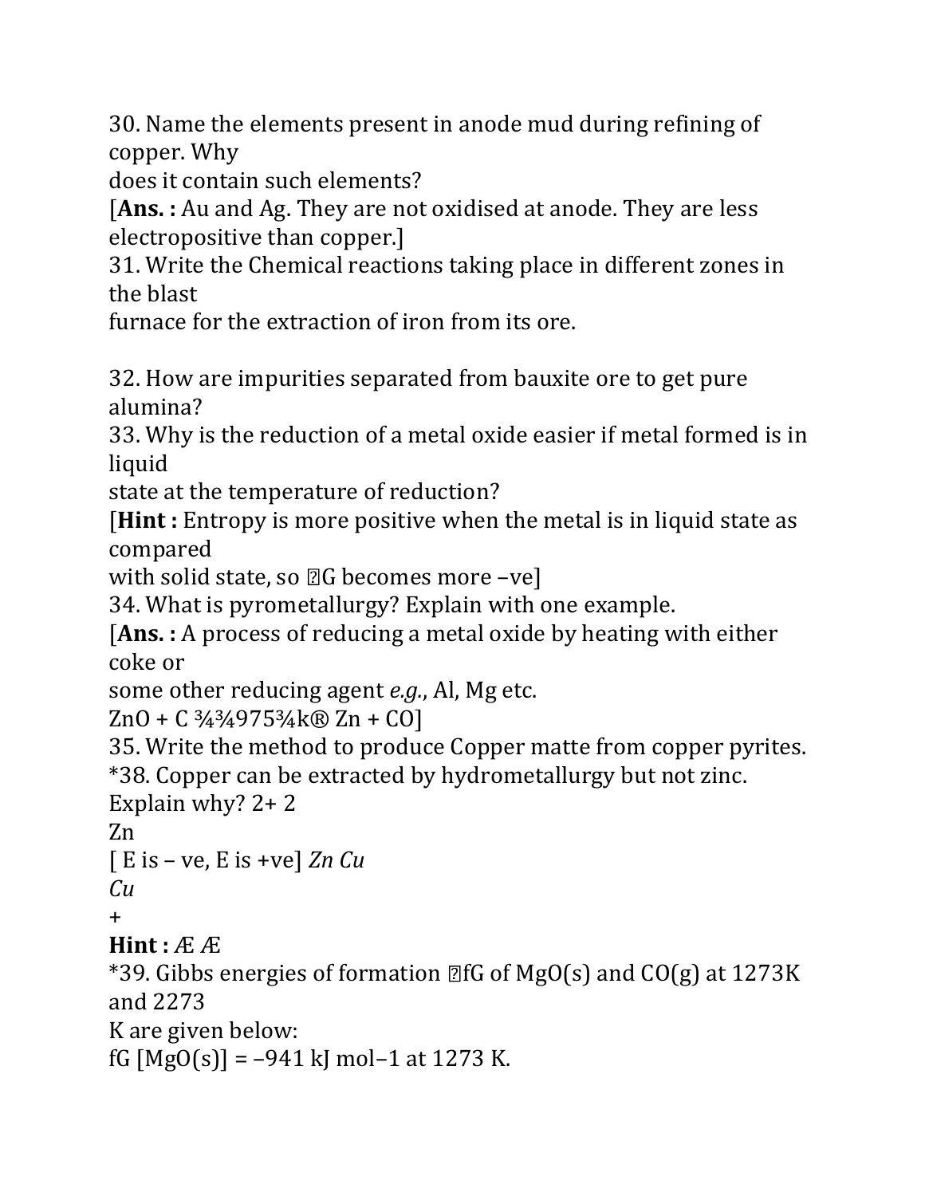30. Name the elements present in anode mud during refining of copper. Why does it contain such elements?

[**Ans. :** Au and Ag. They are not oxidised at anode. They are less electropositive than copper.]

31. Write the Chemical reactions taking place in different zones in the blast furnace for the extraction of iron from its ore.

32. How are impurities separated from bauxite ore to get pure alumina?

33. Why is the reduction of a metal oxide easier if metal formed is in liquid state at the temperature of reduction?

[**Hint :** Entropy is more positive when the metal is in liquid state as compared with solid state, so $\Delta G$ becomes more –ve]

34. What is pyrometallurgy? Explain with one example.

[**Ans. :** A process of reducing a metal oxide by heating with either coke or some other reducing agent *e.g.*, Al, Mg etc.

$ZnO + C \xrightarrow{975\ K} Zn + CO$]

35. Write the method to produce Copper matte from copper pyrites.

*38. Copper can be extracted by hydrometallurgy but not zinc. Explain why?

**Hint :** [ $E^{\circ}_{Zn^{2+}/Zn}$ is – ve, $E^{\circ}_{Cu^{2+}/Cu}$ is +ve]

*39. Gibbs energies of formation $\Delta_f G$ of MgO(s) and CO(g) at 1273K and 2273 K are given below:

$\Delta_f G$ [MgO(s)] = –941 kJ mol–1 at 1273 K.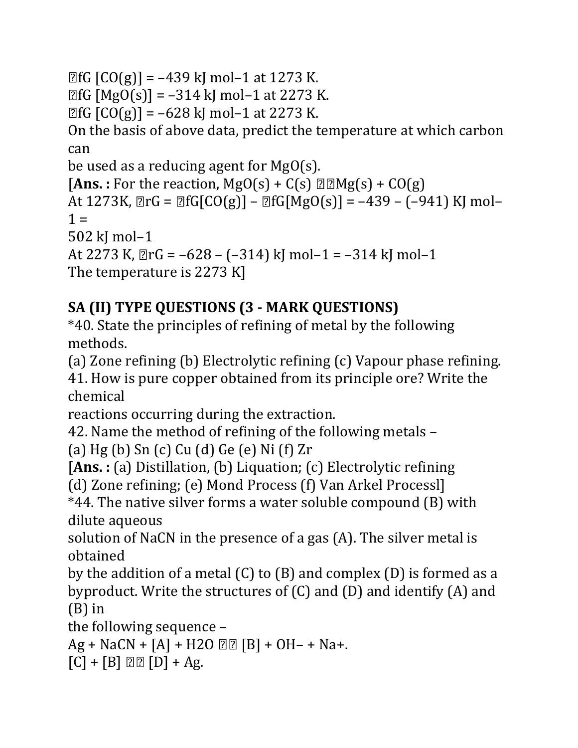$\Delta_f G$ [CO(g)] = –439 kJ mol–1 at 1273 K.
$\Delta_f G$ [MgO(s)] = –314 kJ mol–1 at 2273 K.
$\Delta_f G$ [CO(g)] = –628 kJ mol–1 at 2273 K.
On the basis of above data, predict the temperature at which carbon can
be used as a reducing agent for MgO(s).
[**Ans. :** For the reaction, MgO(s) + C(s) $\rightarrow$ Mg(s) + CO(g)
At 1273K, $\Delta_r G$ = $\Delta_f G$[CO(g)] – $\Delta_f G$[MgO(s)] = –439 – (–941) KJ mol–1 =
502 kJ mol–1
At 2273 K, $\Delta_r G$ = –628 – (–314) kJ mol–1 = –314 kJ mol–1
The temperature is 2273 K]

## SA (II) TYPE QUESTIONS (3 - MARK QUESTIONS)

*40. State the principles of refining of metal by the following methods.
(a) Zone refining (b) Electrolytic refining (c) Vapour phase refining.
41. How is pure copper obtained from its principle ore? Write the chemical
reactions occurring during the extraction.
42. Name the method of refining of the following metals –
(a) Hg (b) Sn (c) Cu (d) Ge (e) Ni (f) Zr
[**Ans. :** (a) Distillation, (b) Liquation; (c) Electrolytic refining
(d) Zone refining; (e) Mond Process (f) Van Arkel Processl]
*44. The native silver forms a water soluble compound (B) with dilute aqueous
solution of NaCN in the presence of a gas (A). The silver metal is obtained
by the addition of a metal (C) to (B) and complex (D) is formed as a
byproduct. Write the structures of (C) and (D) and identify (A) and (B) in
the following sequence –
Ag + NaCN + [A] + $H_2O$ $\rightarrow$ [B] + $OH^-$ + $Na^+$.
[C] + [B] $\rightarrow$ [D] + Ag.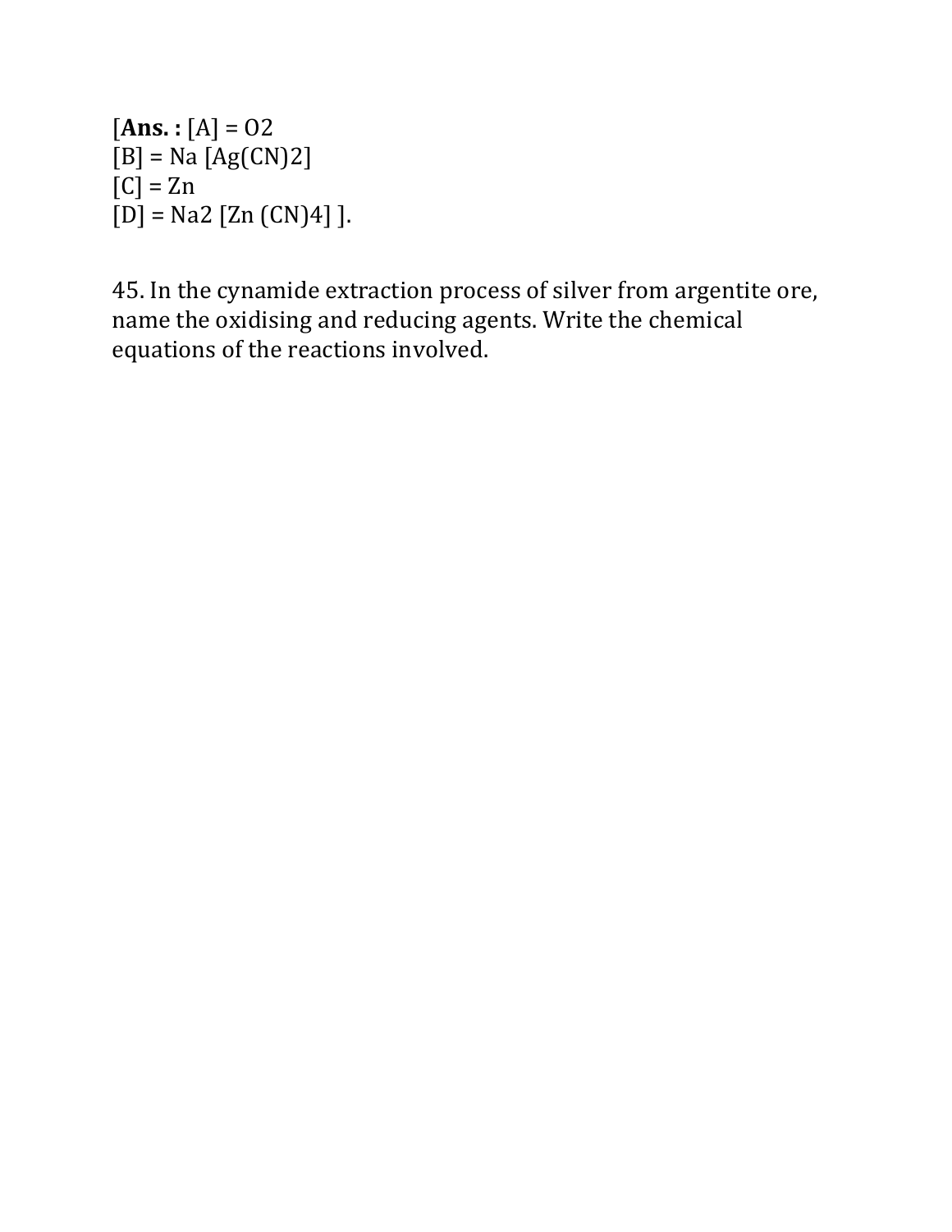[**Ans. :** [A] = $O_2$
[B] = $Na[Ag(CN)_2]$
[C] = Zn
[D] = $Na_2[Zn(CN)_4]$ ].

45. In the cynamide extraction process of silver from argentite ore, name the oxidising and reducing agents. Write the chemical equations of the reactions involved.